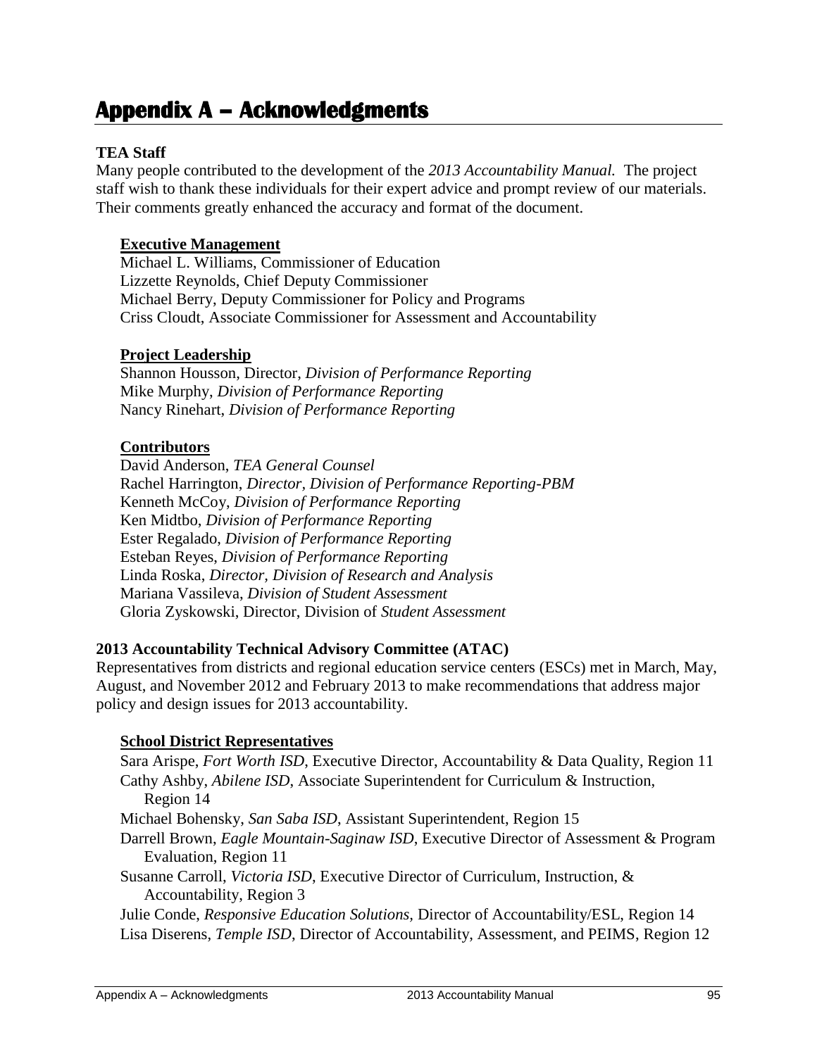# Appendix A – Acknowledgments

**TEA Staff**

Many people contributed to the development of the *2013 Accountability Manual.* The project staff wish to thank these individuals for their expert advice and prompt review of our materials. Their comments greatly enhanced the accuracy and format of the document.

**Executive Management**

Michael L. Williams, Commissioner of Education
Lizzette Reynolds, Chief Deputy Commissioner
Michael Berry, Deputy Commissioner for Policy and Programs
Criss Cloudt, Associate Commissioner for Assessment and Accountability

**Project Leadership**

Shannon Housson, Director, *Division of Performance Reporting*
Mike Murphy, *Division of Performance Reporting*
Nancy Rinehart, *Division of Performance Reporting*

**Contributors**

David Anderson, *TEA General Counsel*
Rachel Harrington, *Director, Division of Performance Reporting-PBM*
Kenneth McCoy, *Division of Performance Reporting*
Ken Midtbo, *Division of Performance Reporting*
Ester Regalado, *Division of Performance Reporting*
Esteban Reyes, *Division of Performance Reporting*
Linda Roska, *Director, Division of Research and Analysis*
Mariana Vassileva, *Division of Student Assessment*
Gloria Zyskowski, Director, Division of *Student Assessment*

**2013 Accountability Technical Advisory Committee (ATAC)**

Representatives from districts and regional education service centers (ESCs) met in March, May, August, and November 2012 and February 2013 to make recommendations that address major policy and design issues for 2013 accountability.

**School District Representatives**

Sara Arispe, *Fort Worth ISD*, Executive Director, Accountability & Data Quality, Region 11
Cathy Ashby, *Abilene ISD*, Associate Superintendent for Curriculum & Instruction, Region 14
Michael Bohensky, *San Saba ISD*, Assistant Superintendent, Region 15
Darrell Brown, *Eagle Mountain-Saginaw ISD*, Executive Director of Assessment & Program Evaluation, Region 11
Susanne Carroll, *Victoria ISD*, Executive Director of Curriculum, Instruction, & Accountability, Region 3
Julie Conde, *Responsive Education Solutions,* Director of Accountability/ESL, Region 14
Lisa Diserens, *Temple ISD*, Director of Accountability, Assessment, and PEIMS, Region 12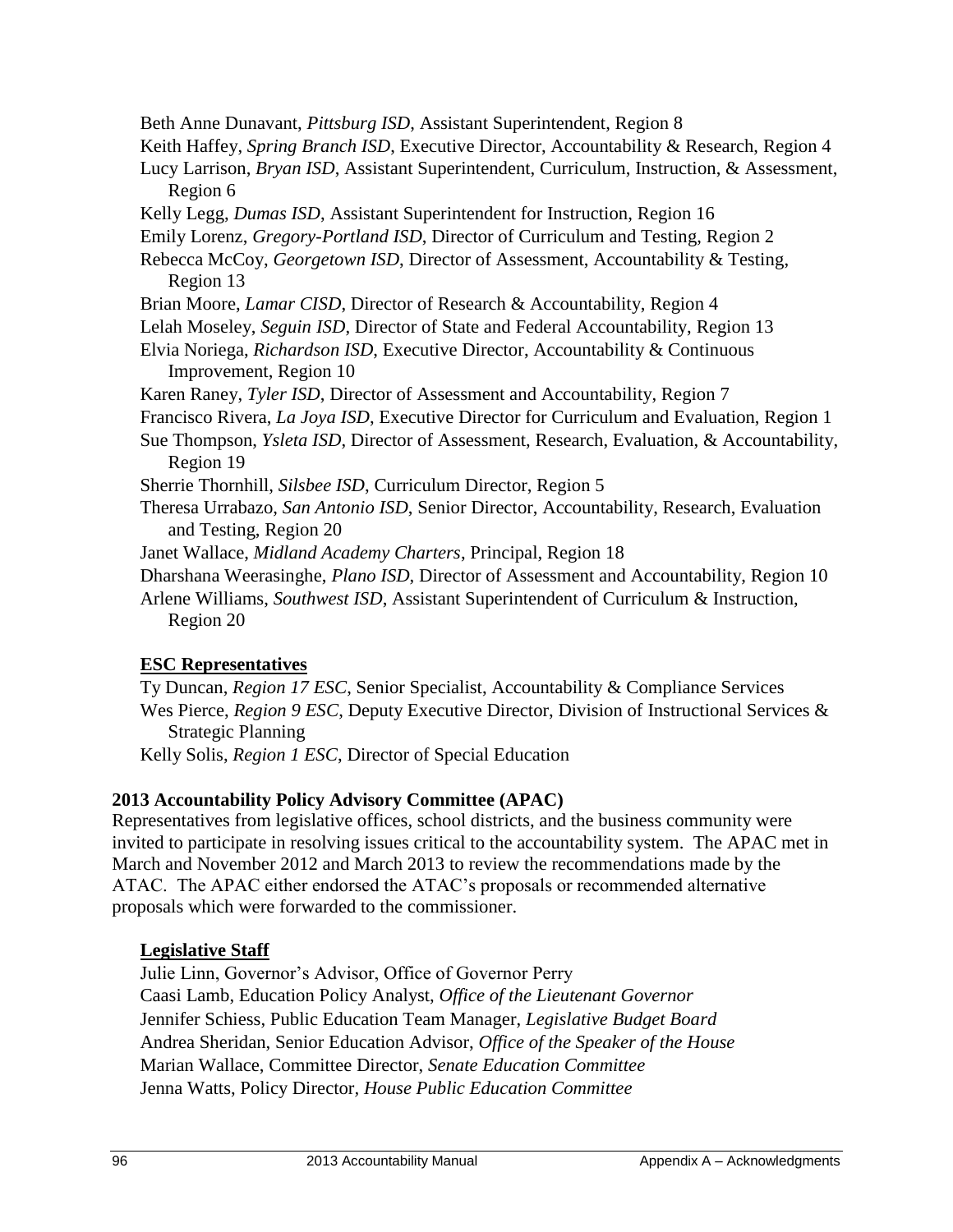Beth Anne Dunavant, *Pittsburg ISD*, Assistant Superintendent, Region 8
Keith Haffey, *Spring Branch ISD*, Executive Director, Accountability & Research, Region 4
Lucy Larrison, *Bryan ISD*, Assistant Superintendent, Curriculum, Instruction, & Assessment, Region 6
Kelly Legg, *Dumas ISD*, Assistant Superintendent for Instruction, Region 16
Emily Lorenz, *Gregory-Portland ISD*, Director of Curriculum and Testing, Region 2
Rebecca McCoy, *Georgetown ISD*, Director of Assessment, Accountability & Testing, Region 13
Brian Moore, *Lamar CISD*, Director of Research & Accountability, Region 4
Lelah Moseley, *Seguin ISD*, Director of State and Federal Accountability, Region 13
Elvia Noriega, *Richardson ISD*, Executive Director, Accountability & Continuous Improvement, Region 10
Karen Raney, *Tyler ISD*, Director of Assessment and Accountability, Region 7
Francisco Rivera, *La Joya ISD*, Executive Director for Curriculum and Evaluation, Region 1
Sue Thompson, *Ysleta ISD*, Director of Assessment, Research, Evaluation, & Accountability, Region 19
Sherrie Thornhill, *Silsbee ISD*, Curriculum Director, Region 5
Theresa Urrabazo, *San Antonio ISD*, Senior Director, Accountability, Research, Evaluation and Testing, Region 20
Janet Wallace, *Midland Academy Charters*, Principal, Region 18
Dharshana Weerasinghe, *Plano ISD*, Director of Assessment and Accountability, Region 10
Arlene Williams, *Southwest ISD*, Assistant Superintendent of Curriculum & Instruction, Region 20

**ESC Representatives**

Ty Duncan, *Region 17 ESC*, Senior Specialist, Accountability & Compliance Services
Wes Pierce, *Region 9 ESC*, Deputy Executive Director, Division of Instructional Services & Strategic Planning
Kelly Solis, *Region 1 ESC*, Director of Special Education

## 2013 Accountability Policy Advisory Committee (APAC)

Representatives from legislative offices, school districts, and the business community were invited to participate in resolving issues critical to the accountability system. The APAC met in March and November 2012 and March 2013 to review the recommendations made by the ATAC. The APAC either endorsed the ATAC's proposals or recommended alternative proposals which were forwarded to the commissioner.

**Legislative Staff**

Julie Linn, Governor's Advisor, Office of Governor Perry
Caasi Lamb, Education Policy Analyst, *Office of the Lieutenant Governor*
Jennifer Schiess, Public Education Team Manager, *Legislative Budget Board*
Andrea Sheridan, Senior Education Advisor, *Office of the Speaker of the House*
Marian Wallace, Committee Director, *Senate Education Committee*
Jenna Watts, Policy Director, *House Public Education Committee*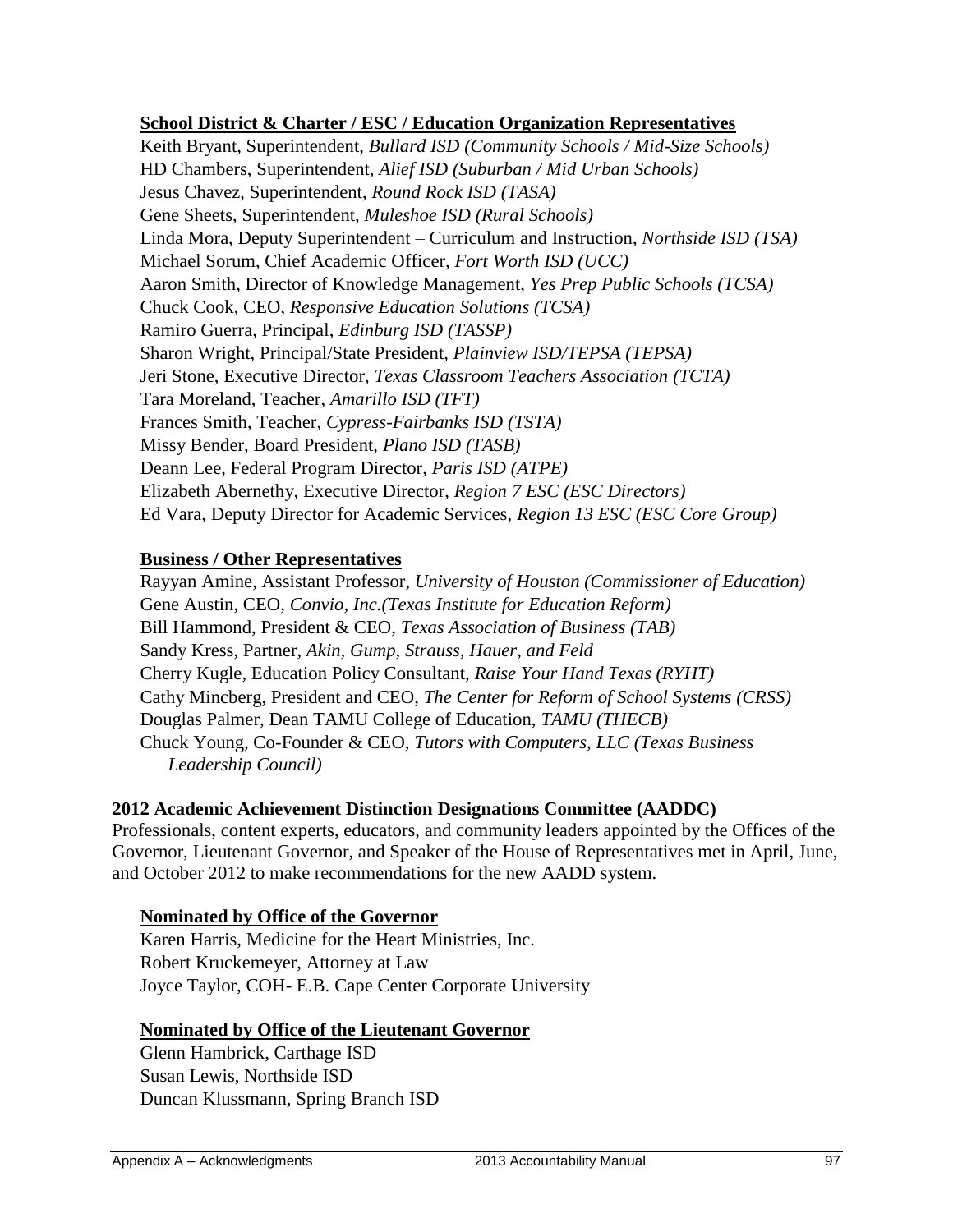### School District & Charter / ESC / Education Organization Representatives

Keith Bryant, Superintendent, *Bullard ISD (Community Schools / Mid-Size Schools)*
HD Chambers, Superintendent, *Alief ISD (Suburban / Mid Urban Schools)*
Jesus Chavez, Superintendent, *Round Rock ISD (TASA)*
Gene Sheets, Superintendent, *Muleshoe ISD (Rural Schools)*
Linda Mora, Deputy Superintendent – Curriculum and Instruction, *Northside ISD (TSA)*
Michael Sorum, Chief Academic Officer, *Fort Worth ISD (UCC)*
Aaron Smith, Director of Knowledge Management, *Yes Prep Public Schools (TCSA)*
Chuck Cook, CEO, *Responsive Education Solutions (TCSA)*
Ramiro Guerra, Principal, *Edinburg ISD (TASSP)*
Sharon Wright, Principal/State President, *Plainview ISD/TEPSA (TEPSA)*
Jeri Stone, Executive Director, *Texas Classroom Teachers Association (TCTA)*
Tara Moreland, Teacher, *Amarillo ISD (TFT)*
Frances Smith, Teacher, *Cypress-Fairbanks ISD (TSTA)*
Missy Bender, Board President, *Plano ISD (TASB)*
Deann Lee, Federal Program Director, *Paris ISD (ATPE)*
Elizabeth Abernethy, Executive Director, *Region 7 ESC (ESC Directors)*
Ed Vara, Deputy Director for Academic Services, *Region 13 ESC (ESC Core Group)*

### Business / Other Representatives

Rayyan Amine, Assistant Professor, *University of Houston (Commissioner of Education)*
Gene Austin, CEO, *Convio, Inc.(Texas Institute for Education Reform)*
Bill Hammond, President & CEO, *Texas Association of Business (TAB)*
Sandy Kress, Partner, *Akin, Gump, Strauss, Hauer, and Feld*
Cherry Kugle, Education Policy Consultant, *Raise Your Hand Texas (RYHT)*
Cathy Mincberg, President and CEO, *The Center for Reform of School Systems (CRSS)*
Douglas Palmer, Dean TAMU College of Education, *TAMU (THECB)*
Chuck Young, Co-Founder & CEO, *Tutors with Computers, LLC (Texas Business Leadership Council)*

## 2012 Academic Achievement Distinction Designations Committee (AADDC)

Professionals, content experts, educators, and community leaders appointed by the Offices of the Governor, Lieutenant Governor, and Speaker of the House of Representatives met in April, June, and October 2012 to make recommendations for the new AADD system.

### Nominated by Office of the Governor

Karen Harris, Medicine for the Heart Ministries, Inc.
Robert Kruckemeyer, Attorney at Law
Joyce Taylor, COH- E.B. Cape Center Corporate University

### Nominated by Office of the Lieutenant Governor

Glenn Hambrick, Carthage ISD
Susan Lewis, Northside ISD
Duncan Klussmann, Spring Branch ISD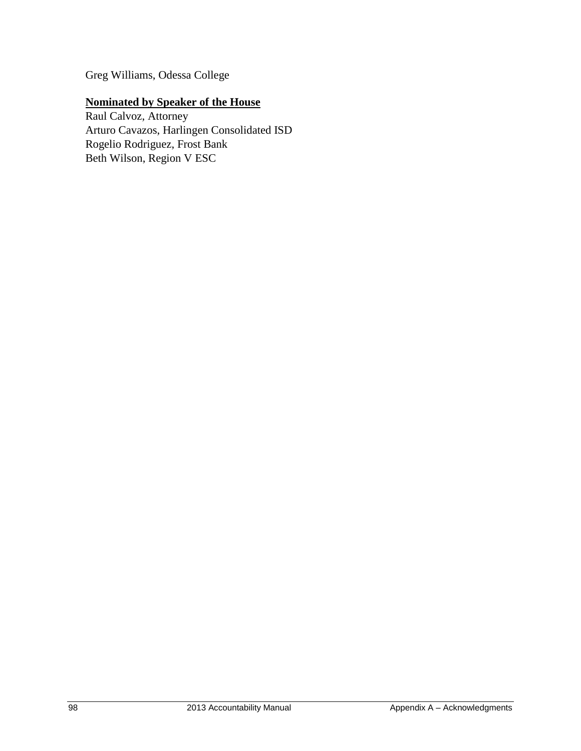Greg Williams, Odessa College

**Nominated by Speaker of the House**

Raul Calvoz, Attorney
Arturo Cavazos, Harlingen Consolidated ISD
Rogelio Rodriguez, Frost Bank
Beth Wilson, Region V ESC